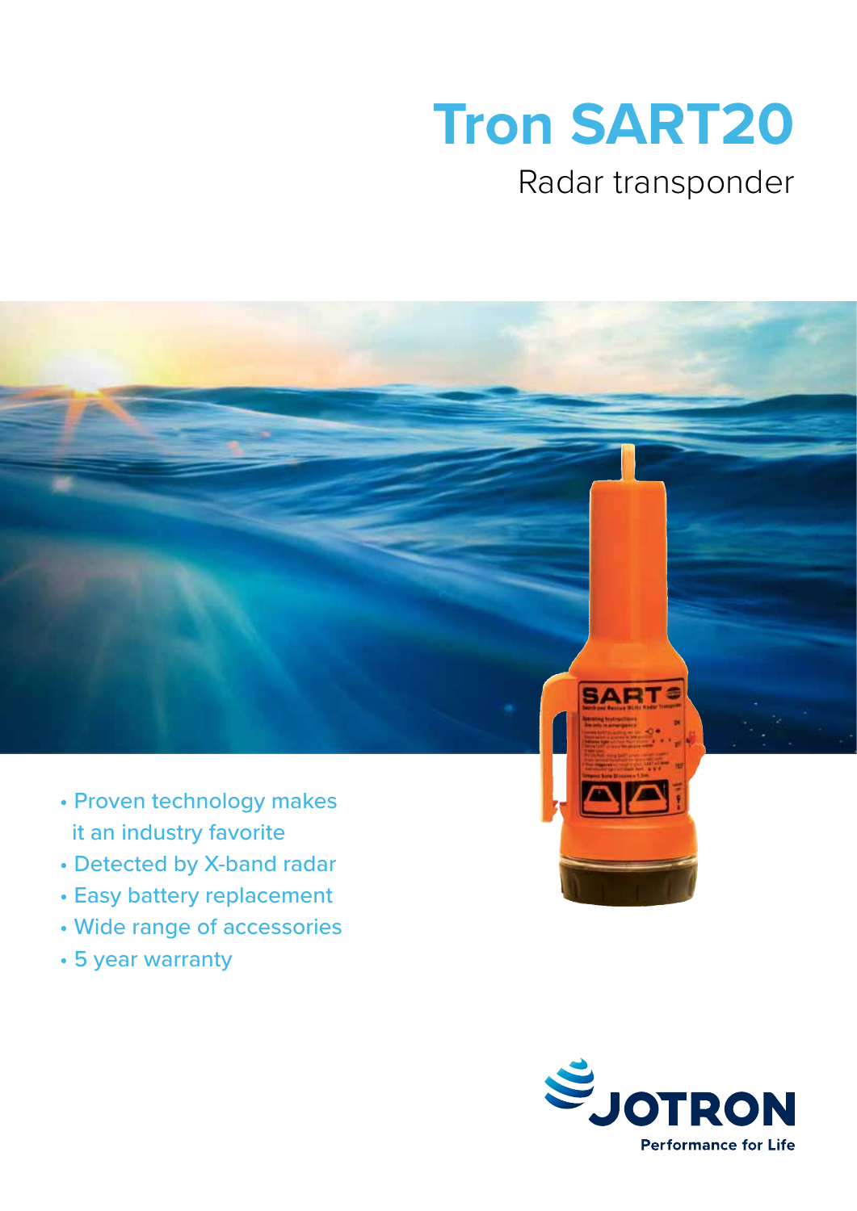# Tron SART20

## Radar transponder

- Proven technology makes it an industry favorite
- Detected by X-band radar
- Easy battery replacement
- Wide range of accessories
- 5 year warranty

JOTRON

Performance for Life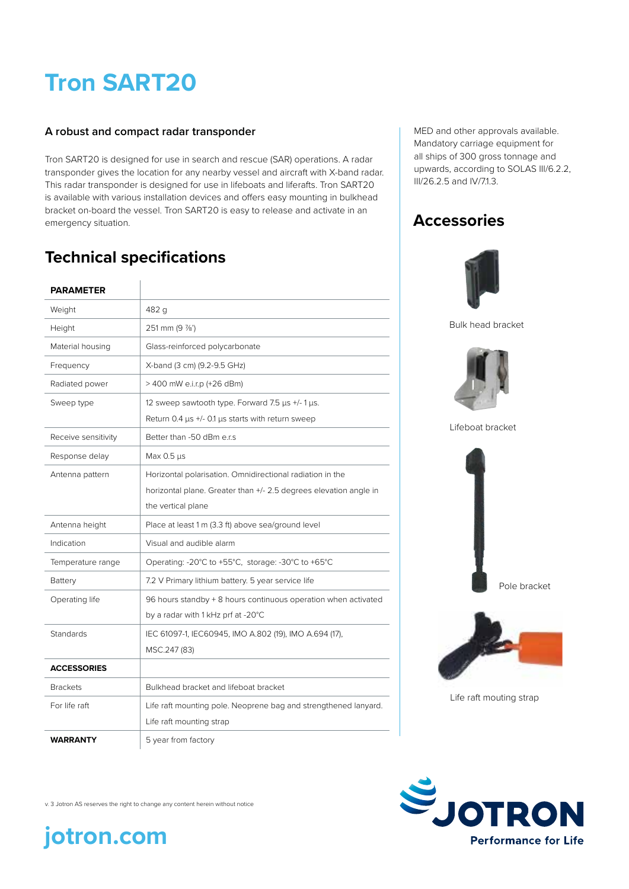# Tron SART20

### A robust and compact radar transponder

Tron SART20 is designed for use in search and rescue (SAR) operations. A radar transponder gives the location for any nearby vessel and aircraft with X-band radar. This radar transponder is designed for use in lifeboats and liferafts. Tron SART20 is available with various installation devices and offers easy mounting in bulkhead bracket on-board the vessel. Tron SART20 is easy to release and activate in an emergency situation.

## Technical specifications

| **PARAMETER** | |
|---|---|
| Weight | 482 g |
| Height | 251 mm (9 ⅞') |
| Material housing | Glass-reinforced polycarbonate |
| Frequency | X-band (3 cm) (9.2-9.5 GHz) |
| Radiated power | > 400 mW e.i.r.p (+26 dBm) |
| Sweep type | 12 sweep sawtooth type. Forward 7.5 µs +/- 1 µs. Return 0.4 µs +/- 0.1 µs starts with return sweep |
| Receive sensitivity | Better than -50 dBm e.r.s |
| Response delay | Max 0.5 µs |
| Antenna pattern | Horizontal polarisation. Omnidirectional radiation in the horizontal plane. Greater than +/- 2.5 degrees elevation angle in the vertical plane |
| Antenna height | Place at least 1 m (3.3 ft) above sea/ground level |
| Indication | Visual and audible alarm |
| Temperature range | Operating: -20°C to +55°C, storage: -30°C to +65°C |
| Battery | 7.2 V Primary lithium battery. 5 year service life |
| Operating life | 96 hours standby + 8 hours continuous operation when activated by a radar with 1 kHz prf at -20°C |
| Standards | IEC 61097-1, IEC60945, IMO A.802 (19), IMO A.694 (17), MSC.247 (83) |
| **ACCESSORIES** | |
| Brackets | Bulkhead bracket and lifeboat bracket |
| For life raft | Life raft mounting pole. Neoprene bag and strengthened lanyard. Life raft mounting strap |
| **WARRANTY** | 5 year from factory |

MED and other approvals available. Mandatory carriage equipment for all ships of 300 gross tonnage and upwards, according to SOLAS III/6.2.2, III/26.2.5 and IV/7.1.3.

## Accessories

Bulk head bracket

Lifeboat bracket

Pole bracket

Life raft mouting strap

v. 3 Jotron AS reserves the right to change any content herein without notice

jotron.com

JOTRON Performance for Life